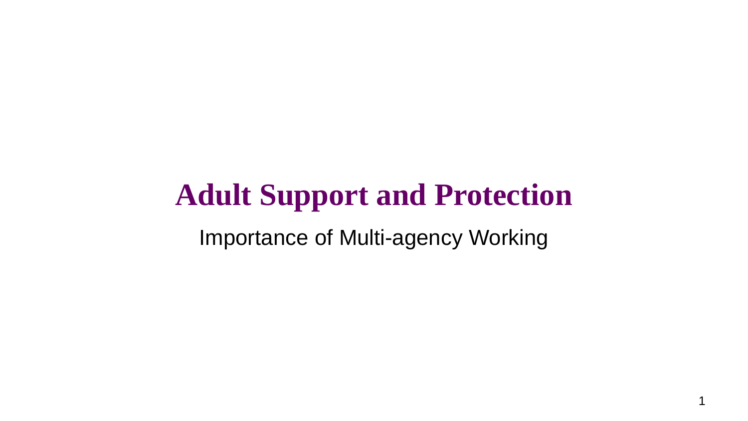# Adult Support and Protection

Importance of Multi-agency Working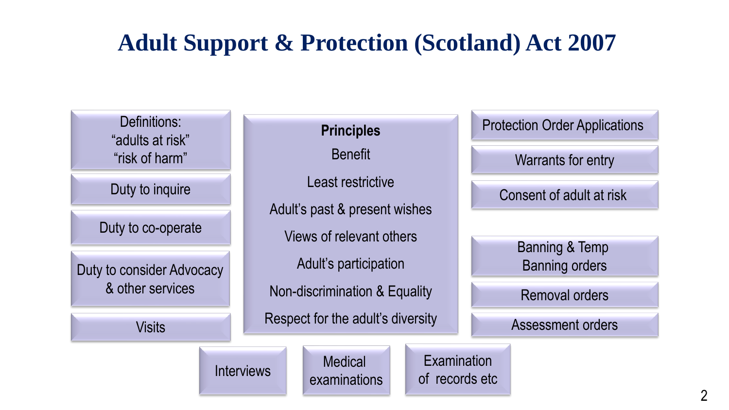# Adult Support & Protection (Scotland) Act 2007

- Definitions: "adults at risk" "risk of harm"
- Duty to inquire
- Duty to co-operate
- Duty to consider Advocacy & other services
- Visits

**Principles**

- Benefit
- Least restrictive
- Adult's past & present wishes
- Views of relevant others
- Adult's participation
- Non-discrimination & Equality
- Respect for the adult's diversity

- Protection Order Applications
- Warrants for entry
- Consent of adult at risk

- Banning & Temp Banning orders
- Removal orders
- Assessment orders

- Interviews
- Medical examinations
- Examination of records etc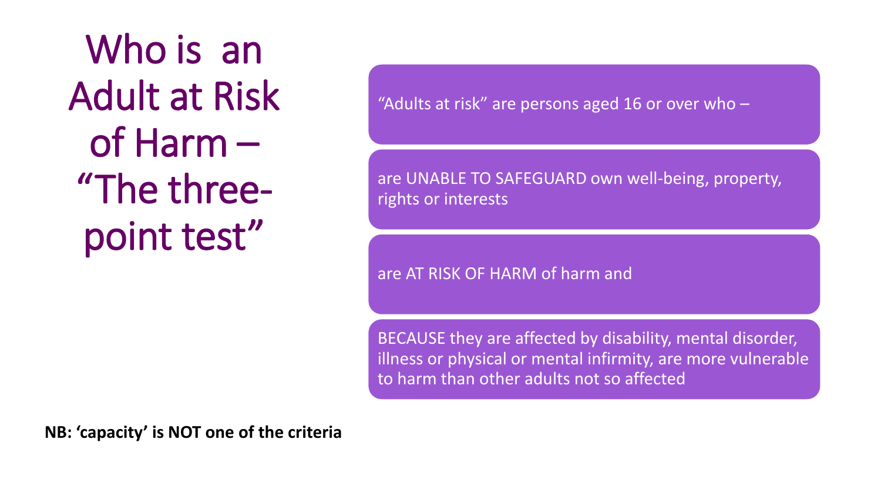# Who is an Adult at Risk of Harm – "The three-point test"

"Adults at risk" are persons aged 16 or over who –

are UNABLE TO SAFEGUARD own well-being, property, rights or interests

are AT RISK OF HARM of harm and

BECAUSE they are affected by disability, mental disorder, illness or physical or mental infirmity, are more vulnerable to harm than other adults not so affected

**NB: 'capacity' is NOT one of the criteria**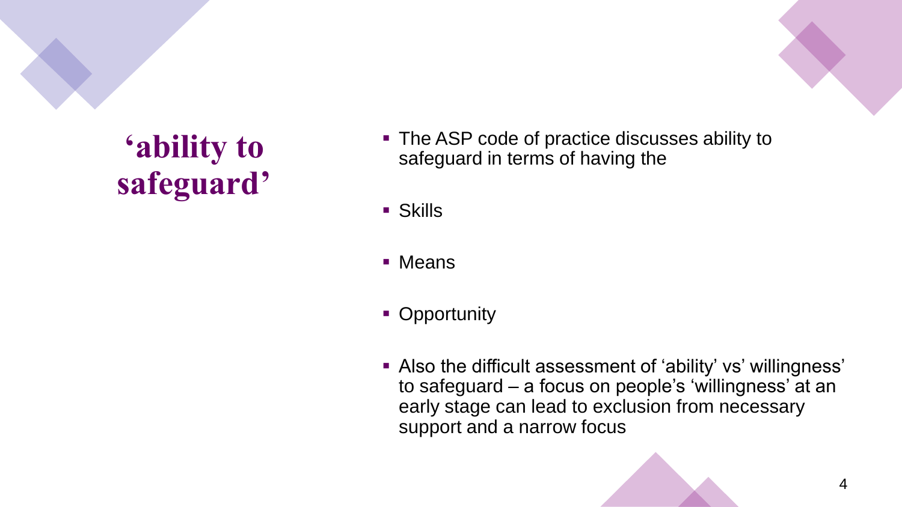# ‘ability to safeguard’

- The ASP code of practice discusses ability to safeguard in terms of having the
- Skills
- Means
- Opportunity
- Also the difficult assessment of ‘ability’ vs’ willingness’ to safeguard – a focus on people’s ‘willingness’ at an early stage can lead to exclusion from necessary support and a narrow focus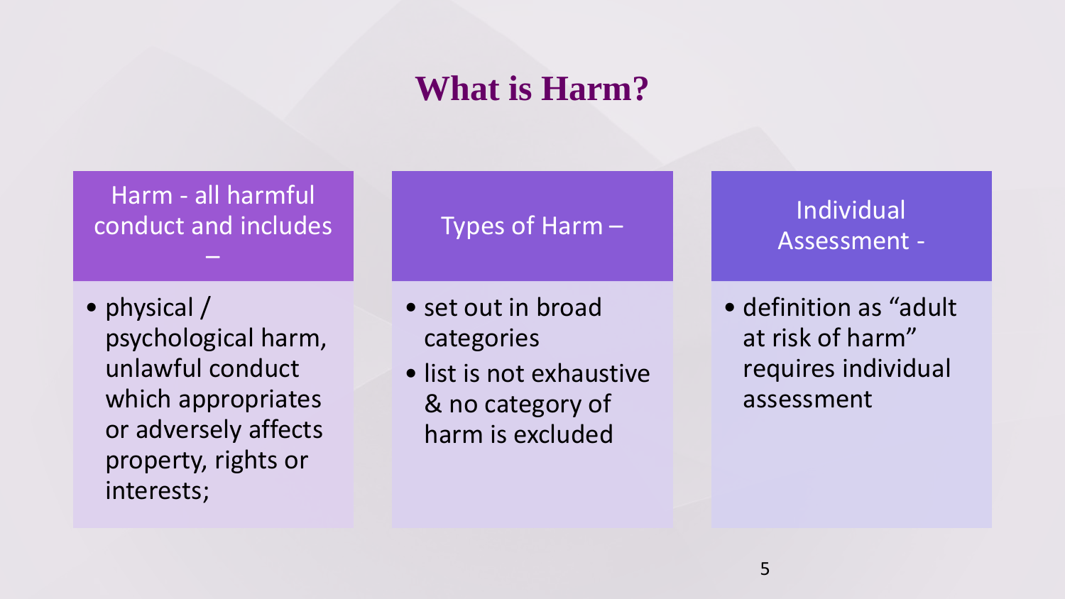# What is Harm?

### Harm - all harmful conduct and includes –

- physical / psychological harm, unlawful conduct which appropriates or adversely affects property, rights or interests;

### Types of Harm –

- set out in broad categories
- list is not exhaustive & no category of harm is excluded

### Individual Assessment -

- definition as “adult at risk of harm” requires individual assessment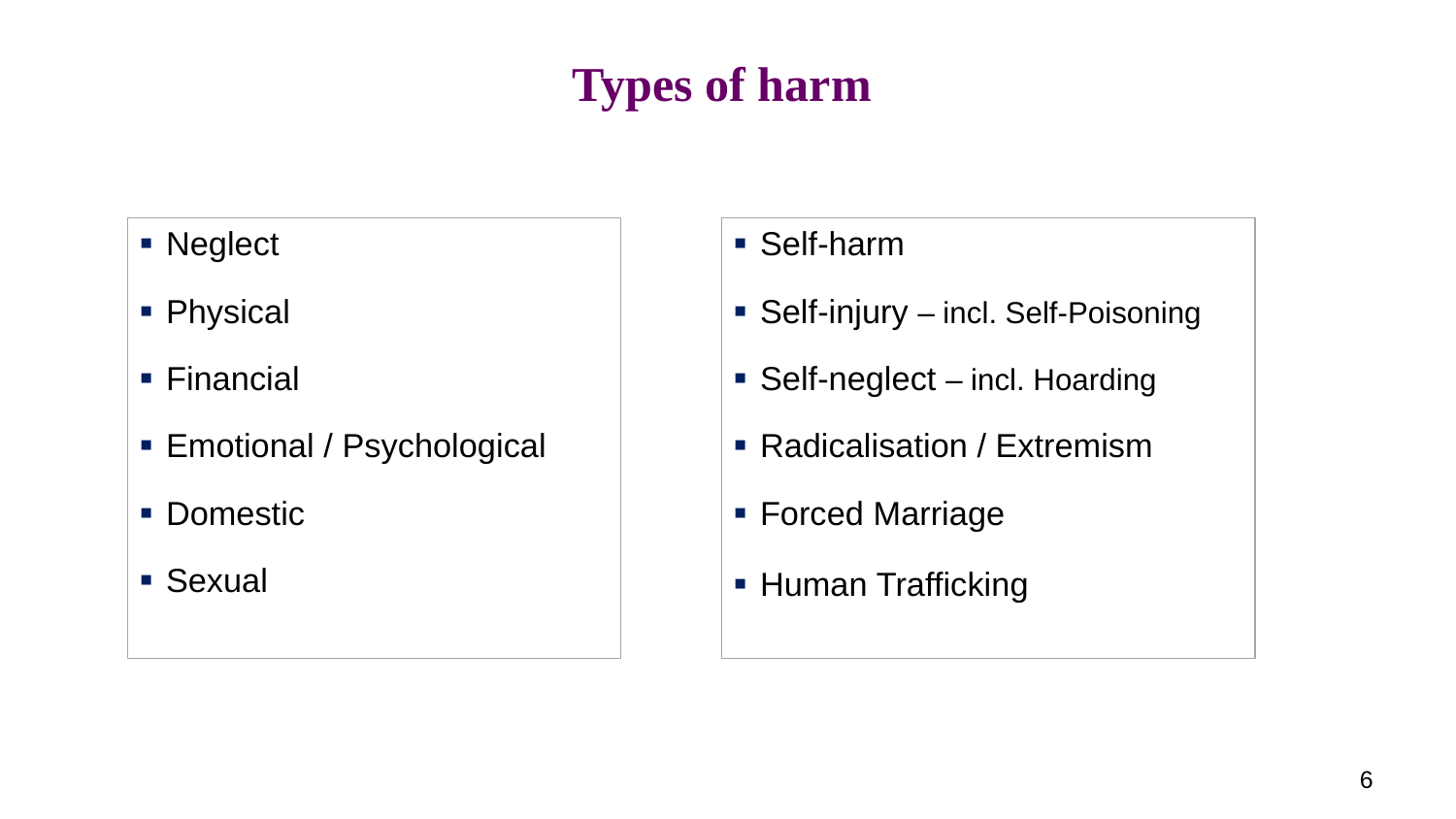# Types of harm

- Neglect
- Physical
- Financial
- Emotional / Psychological
- Domestic
- Sexual

- Self-harm
- Self-injury – incl. Self-Poisoning
- Self-neglect – incl. Hoarding
- Radicalisation / Extremism
- Forced Marriage
- Human Trafficking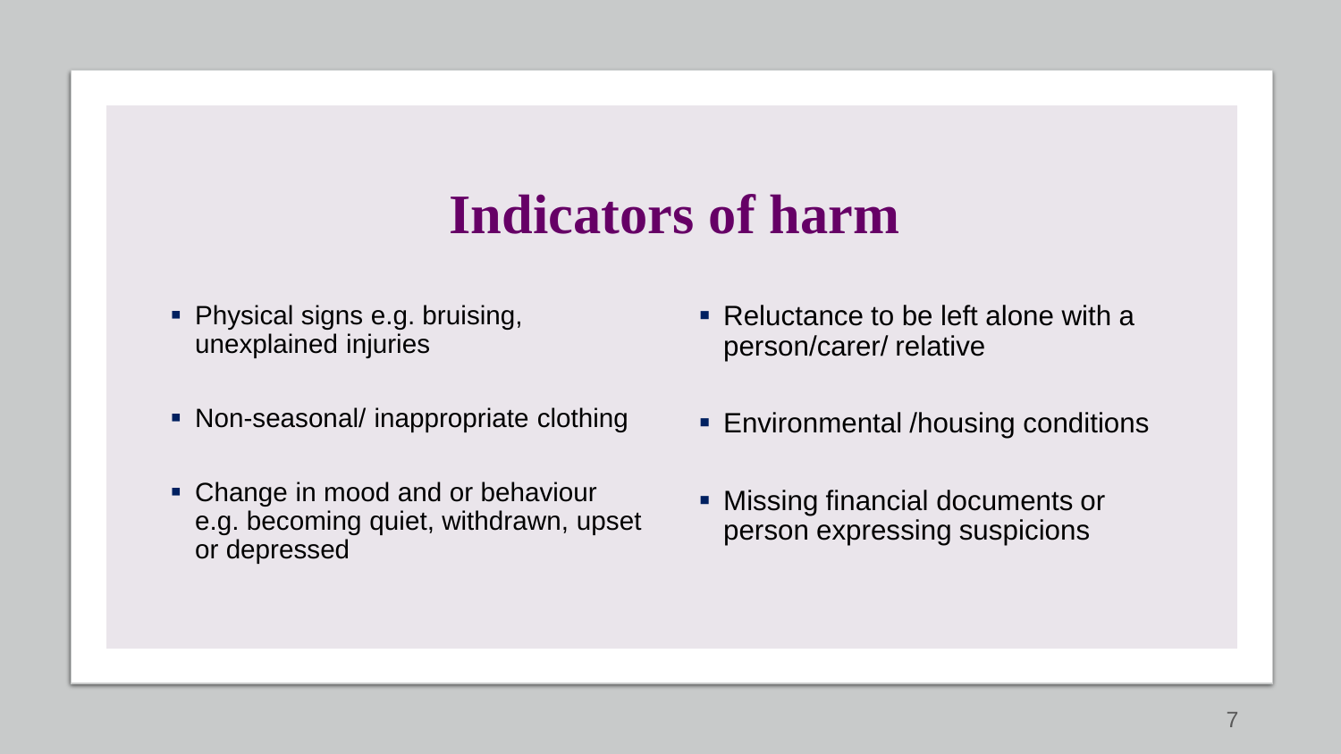# Indicators of harm

- Physical signs e.g. bruising, unexplained injuries
- Non-seasonal/ inappropriate clothing
- Change in mood and or behaviour e.g. becoming quiet, withdrawn, upset or depressed
- Reluctance to be left alone with a person/carer/ relative
- Environmental /housing conditions
- Missing financial documents or person expressing suspicions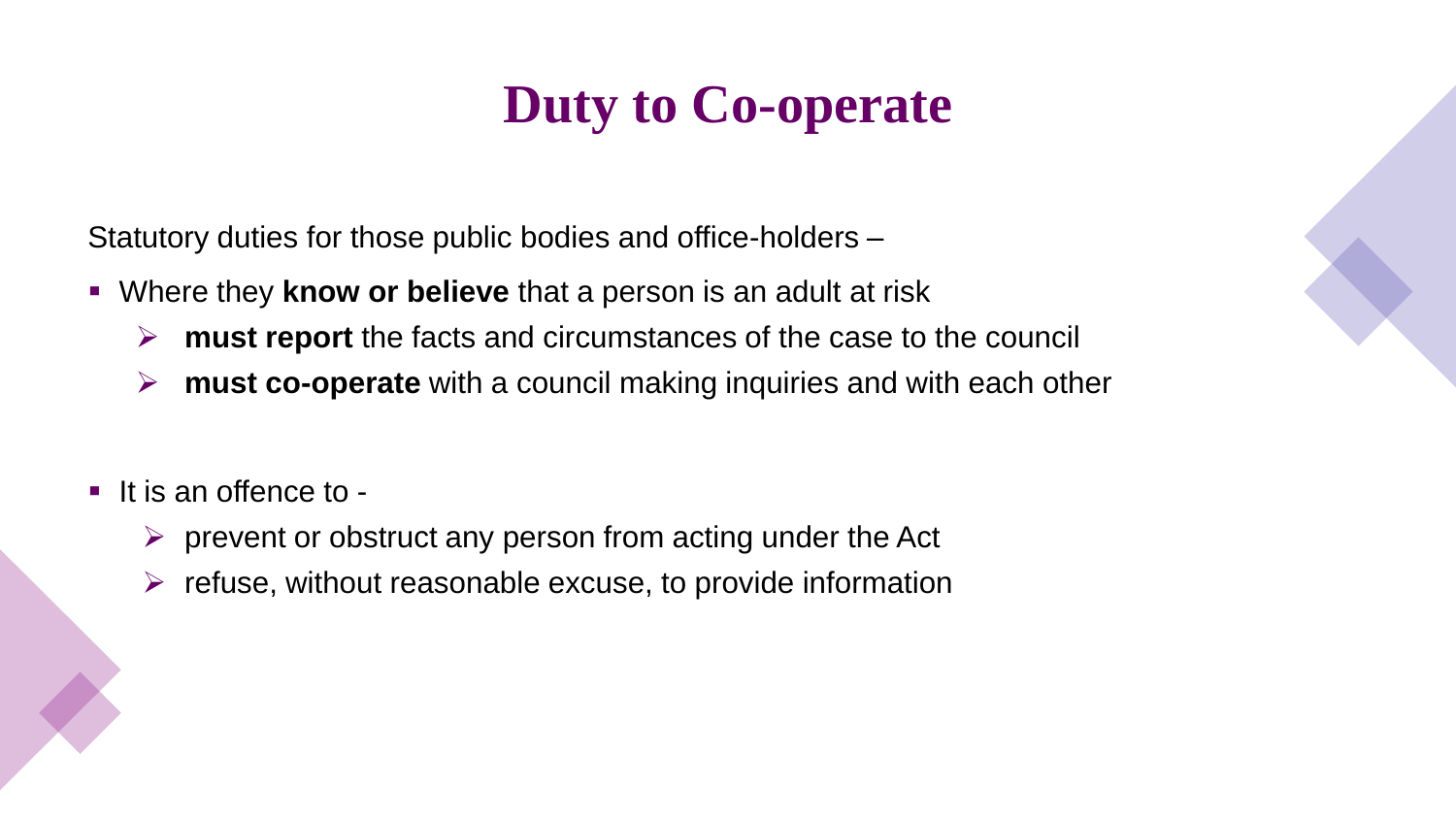# Duty to Co-operate

Statutory duties for those public bodies and office-holders –

- Where they **know or believe** that a person is an adult at risk
  - **must report** the facts and circumstances of the case to the council
  - **must co-operate** with a council making inquiries and with each other

- It is an offence to -
  - prevent or obstruct any person from acting under the Act
  - refuse, without reasonable excuse, to provide information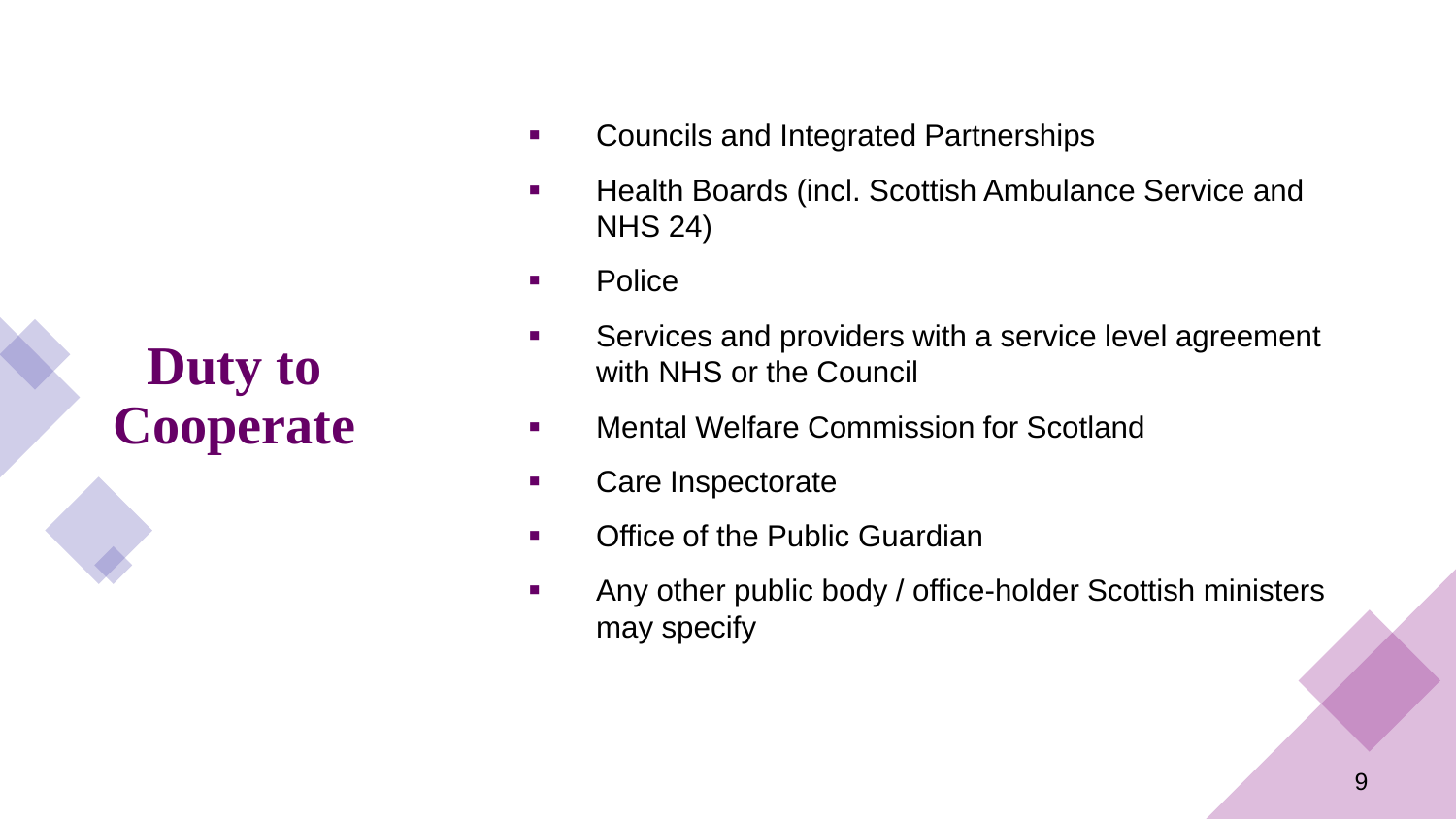# Duty to Cooperate

- Councils and Integrated Partnerships
- Health Boards (incl. Scottish Ambulance Service and NHS 24)
- Police
- Services and providers with a service level agreement with NHS or the Council
- Mental Welfare Commission for Scotland
- Care Inspectorate
- Office of the Public Guardian
- Any other public body / office-holder Scottish ministers may specify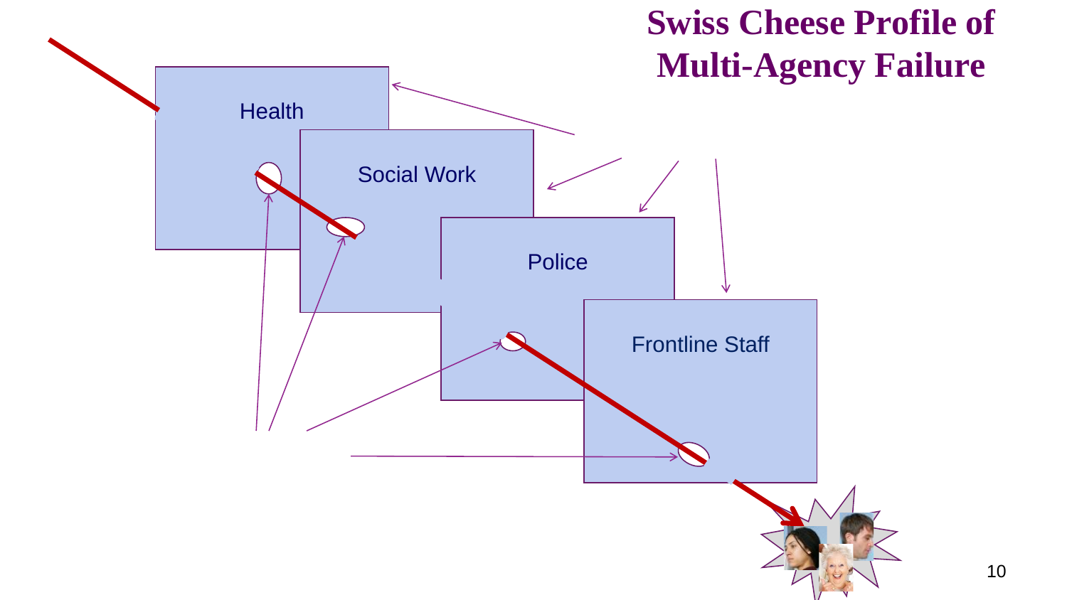# Swiss Cheese Profile of Multi-Agency Failure

Health

Social Work

Police

Frontline Staff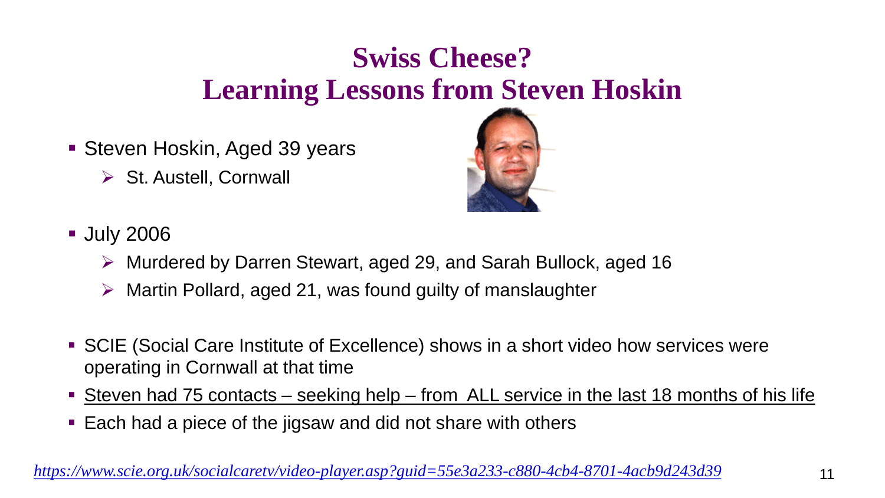# Swiss Cheese?
# Learning Lessons from Steven Hoskin

- Steven Hoskin, Aged 39 years
  - St. Austell, Cornwall
- July 2006
  - Murdered by Darren Stewart, aged 29, and Sarah Bullock, aged 16
  - Martin Pollard, aged 21, was found guilty of manslaughter
- SCIE (Social Care Institute of Excellence) shows in a short video how services were operating in Cornwall at that time
- Steven had 75 contacts – seeking help – from ALL service in the last 18 months of his life
- Each had a piece of the jigsaw and did not share with others

*https://www.scie.org.uk/socialcaretv/video-player.asp?guid=55e3a233-c880-4cb4-8701-4acb9d243d39*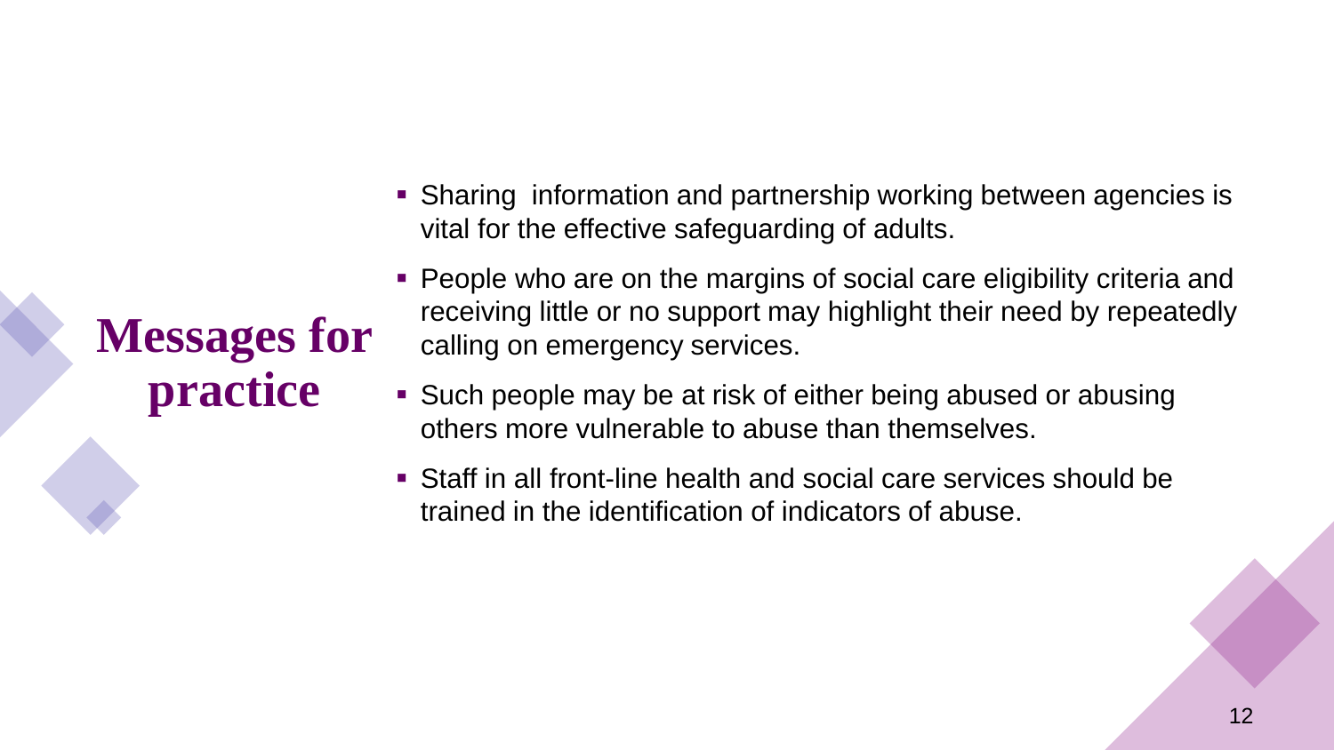# Messages for practice

- Sharing information and partnership working between agencies is vital for the effective safeguarding of adults.
- People who are on the margins of social care eligibility criteria and receiving little or no support may highlight their need by repeatedly calling on emergency services.
- Such people may be at risk of either being abused or abusing others more vulnerable to abuse than themselves.
- Staff in all front-line health and social care services should be trained in the identification of indicators of abuse.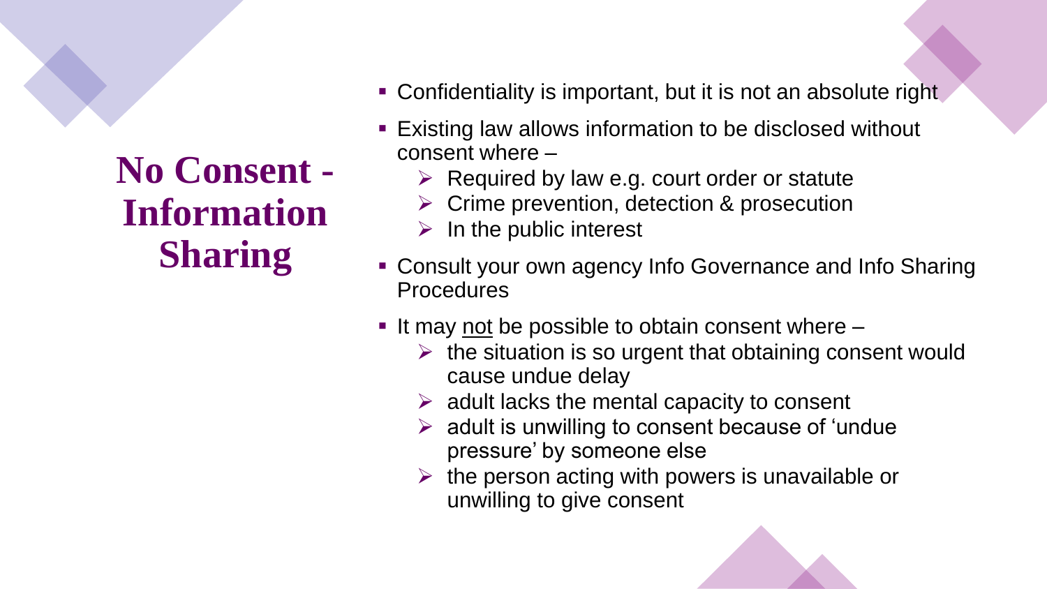# No Consent - Information Sharing

- Confidentiality is important, but it is not an absolute right
- Existing law allows information to be disclosed without consent where –
  - Required by law e.g. court order or statute
  - Crime prevention, detection & prosecution
  - In the public interest
- Consult your own agency Info Governance and Info Sharing Procedures
- It may <u>not</u> be possible to obtain consent where –
  - the situation is so urgent that obtaining consent would cause undue delay
  - adult lacks the mental capacity to consent
  - adult is unwilling to consent because of 'undue pressure' by someone else
  - the person acting with powers is unavailable or unwilling to give consent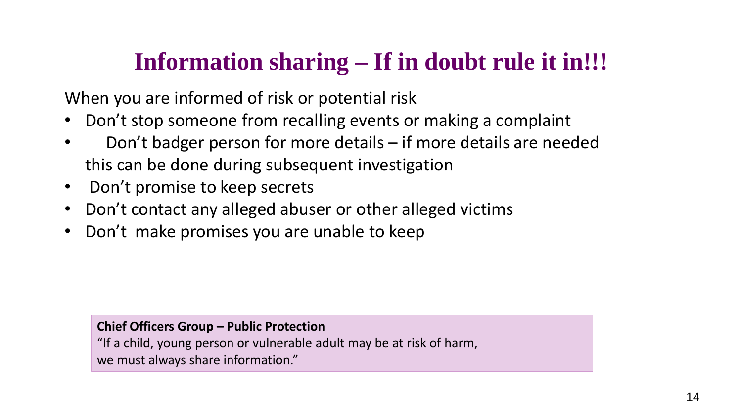# Information sharing – If in doubt rule it in!!!

When you are informed of risk or potential risk

- Don't stop someone from recalling events or making a complaint
- Don't badger person for more details – if more details are needed this can be done during subsequent investigation
- Don't promise to keep secrets
- Don't contact any alleged abuser or other alleged victims
- Don't make promises you are unable to keep

**Chief Officers Group – Public Protection**
"If a child, young person or vulnerable adult may be at risk of harm, we must always share information."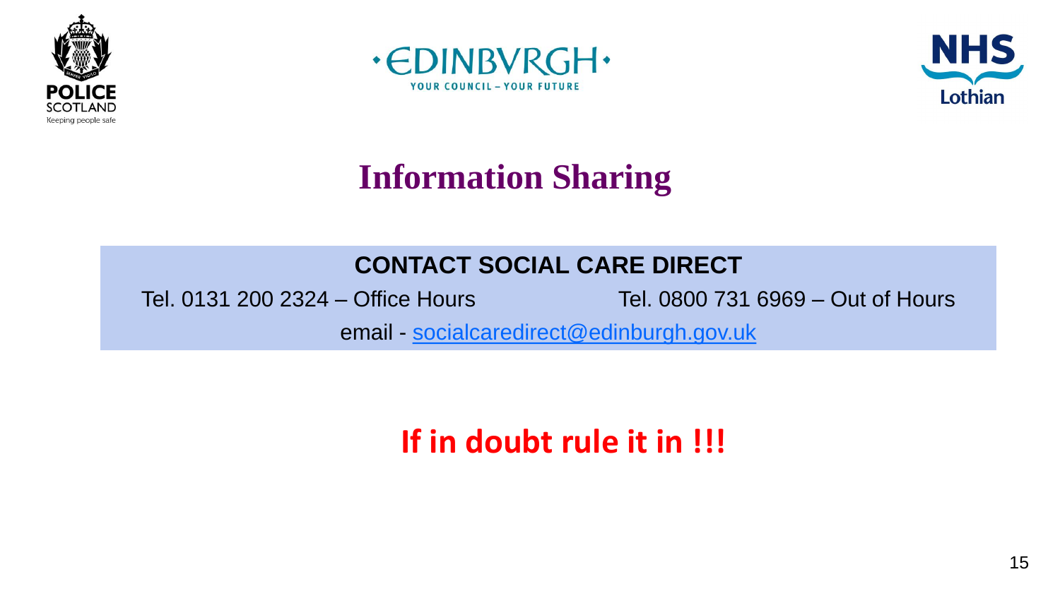# Information Sharing

**CONTACT SOCIAL CARE DIRECT**

Tel. 0131 200 2324 – Office Hours

Tel. 0800 731 6969 – Out of Hours

email - socialcaredirect@edinburgh.gov.uk

**If in doubt rule it in !!!**